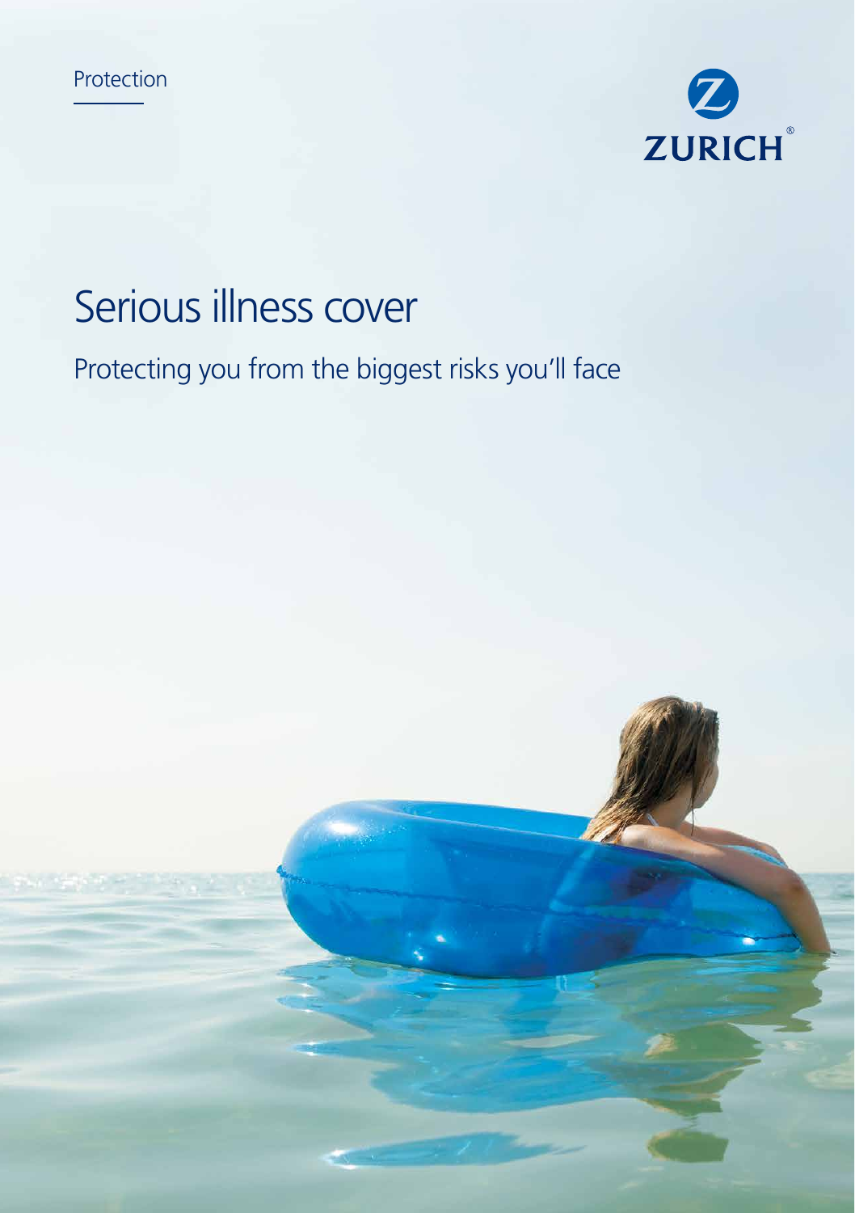Protection

ZURICH

# Serious illness cover

## Protecting you from the biggest risks you'll face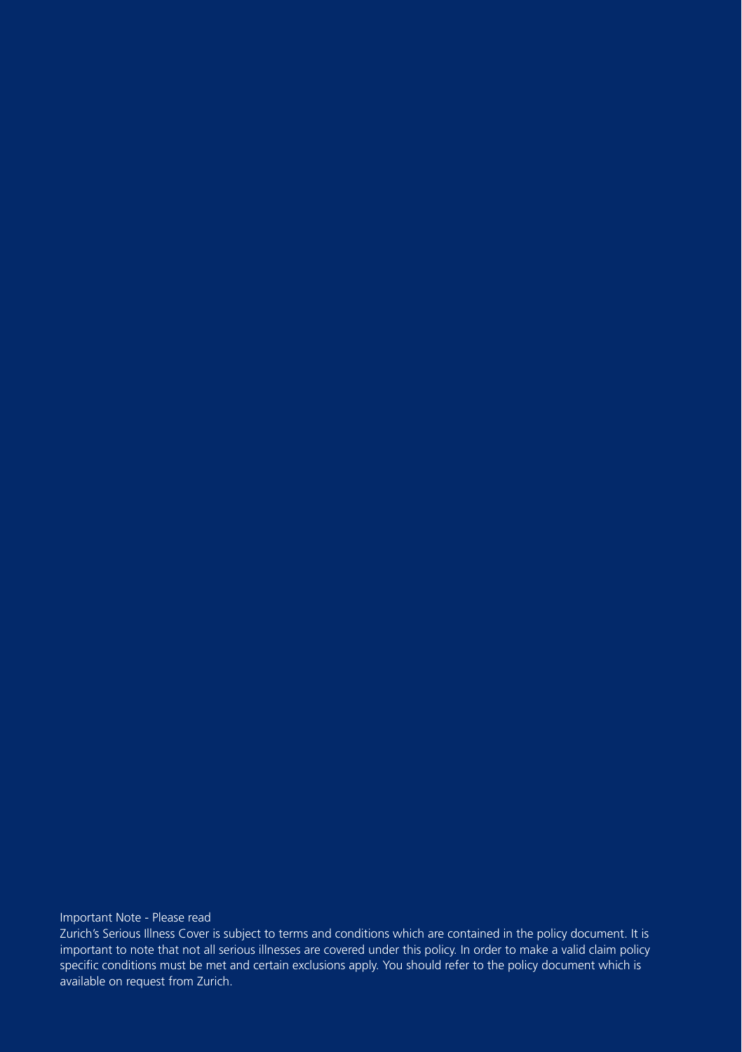Important Note - Please read

Zurich's Serious Illness Cover is subject to terms and conditions which are contained in the policy document. It is important to note that not all serious illnesses are covered under this policy. In order to make a valid claim policy specific conditions must be met and certain exclusions apply. You should refer to the policy document which is available on request from Zurich.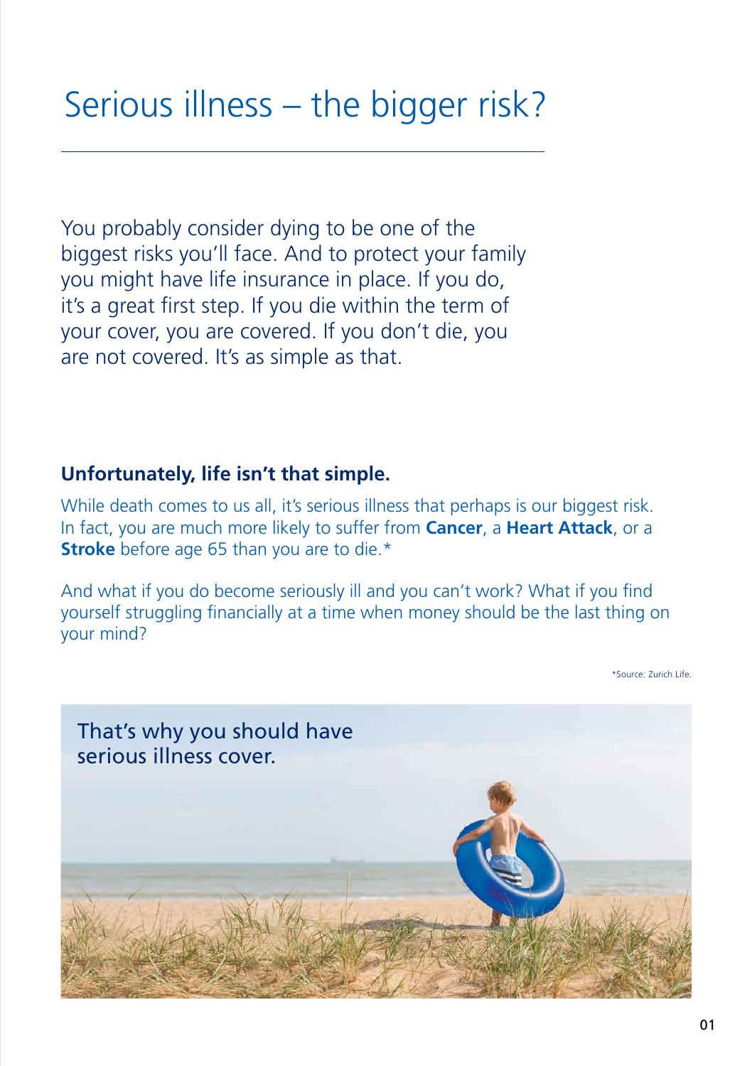# Serious illness – the bigger risk?

You probably consider dying to be one of the biggest risks you'll face. And to protect your family you might have life insurance in place. If you do, it's a great first step. If you die within the term of your cover, you are covered. If you don't die, you are not covered. It's as simple as that.

**Unfortunately, life isn't that simple.**

While death comes to us all, it's serious illness that perhaps is our biggest risk. In fact, you are much more likely to suffer from **Cancer**, a **Heart Attack**, or a **Stroke** before age 65 than you are to die.*

And what if you do become seriously ill and you can't work? What if you find yourself struggling financially at a time when money should be the last thing on your mind?

*Source: Zurich Life.

That's why you should have serious illness cover.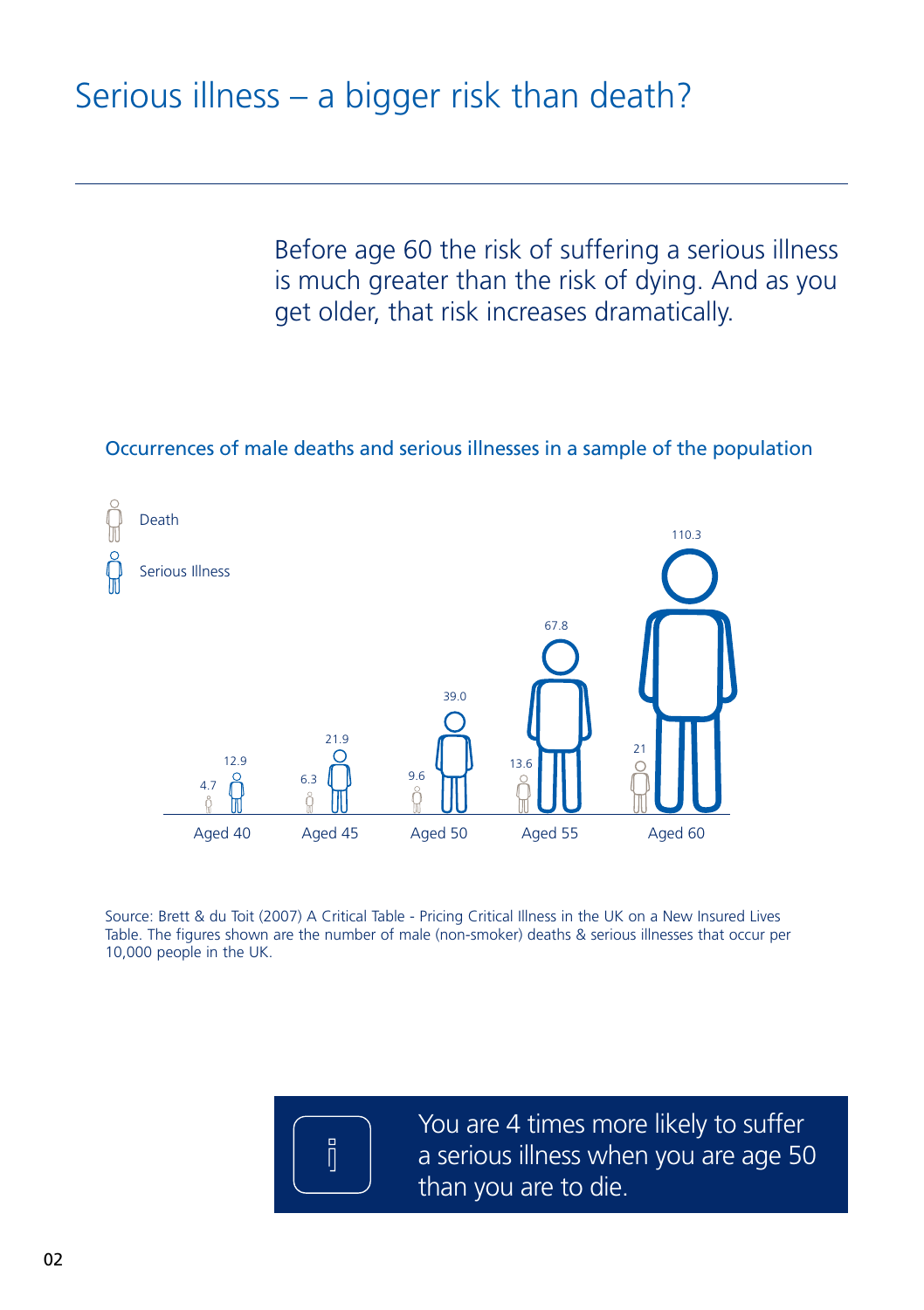# Serious illness – a bigger risk than death?

Before age 60 the risk of suffering a serious illness is much greater than the risk of dying. And as you get older, that risk increases dramatically.

## Occurrences of male deaths and serious illnesses in a sample of the population

| | Death | Serious Illness |
|---|---|---|
| Aged 40 | 4.7 | 12.9 |
| Aged 45 | 6.3 | 21.9 |
| Aged 50 | 9.6 | 39.0 |
| Aged 55 | 13.6 | 67.8 |
| Aged 60 | 21 | 110.3 |

Source: Brett & du Toit (2007) A Critical Table - Pricing Critical Illness in the UK on a New Insured Lives Table. The figures shown are the number of male (non-smoker) deaths & serious illnesses that occur per 10,000 people in the UK.

You are 4 times more likely to suffer a serious illness when you are age 50 than you are to die.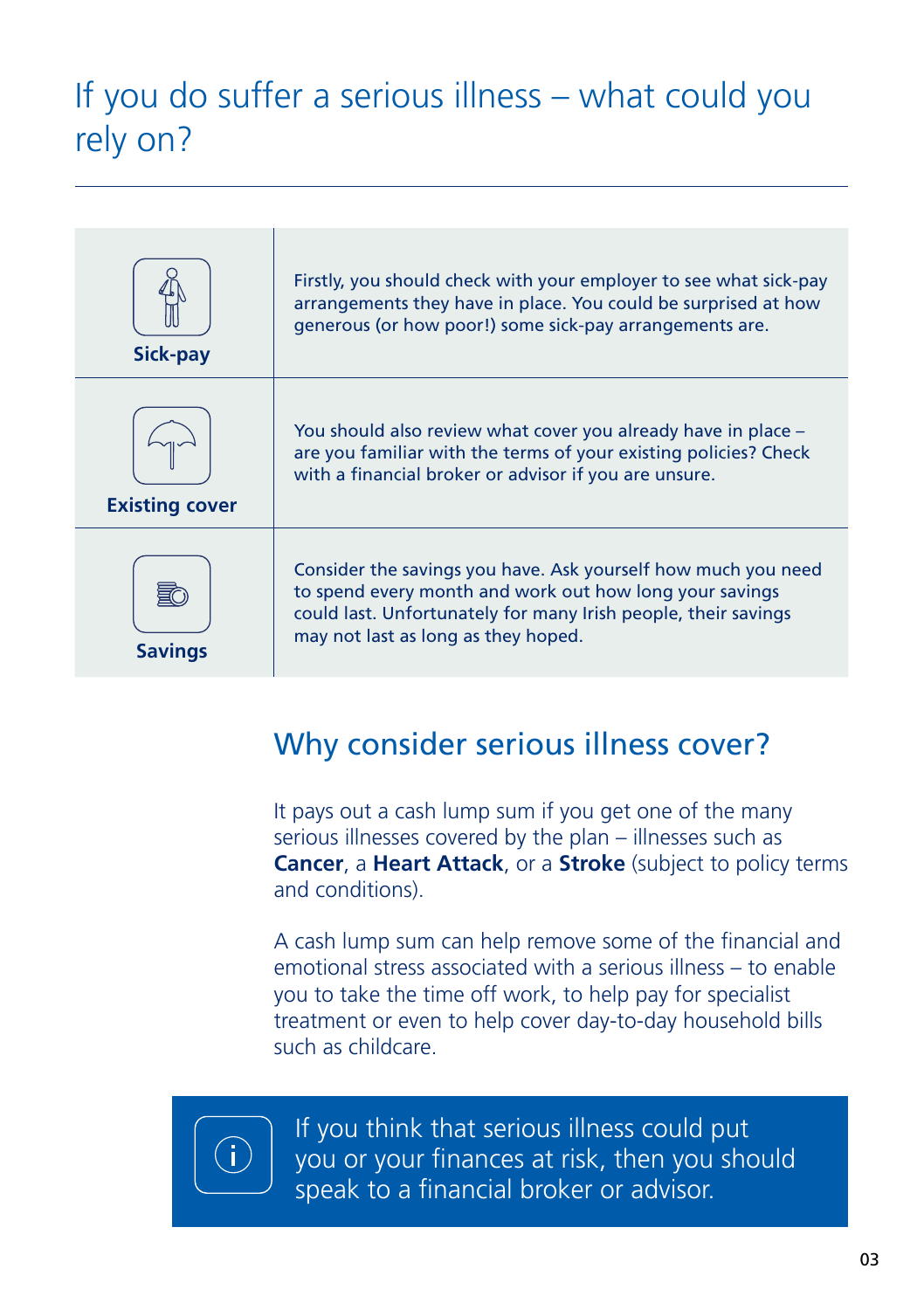# If you do suffer a serious illness – what could you rely on?

| | |
|---|---|
| **Sick-pay** | Firstly, you should check with your employer to see what sick-pay arrangements they have in place. You could be surprised at how generous (or how poor!) some sick-pay arrangements are. |
| **Existing cover** | You should also review what cover you already have in place – are you familiar with the terms of your existing policies? Check with a financial broker or advisor if you are unsure. |
| **Savings** | Consider the savings you have. Ask yourself how much you need to spend every month and work out how long your savings could last. Unfortunately for many Irish people, their savings may not last as long as they hoped. |

## Why consider serious illness cover?

It pays out a cash lump sum if you get one of the many serious illnesses covered by the plan – illnesses such as **Cancer**, a **Heart Attack**, or a **Stroke** (subject to policy terms and conditions).

A cash lump sum can help remove some of the financial and emotional stress associated with a serious illness – to enable you to take the time off work, to help pay for specialist treatment or even to help cover day-to-day household bills such as childcare.

If you think that serious illness could put you or your finances at risk, then you should speak to a financial broker or advisor.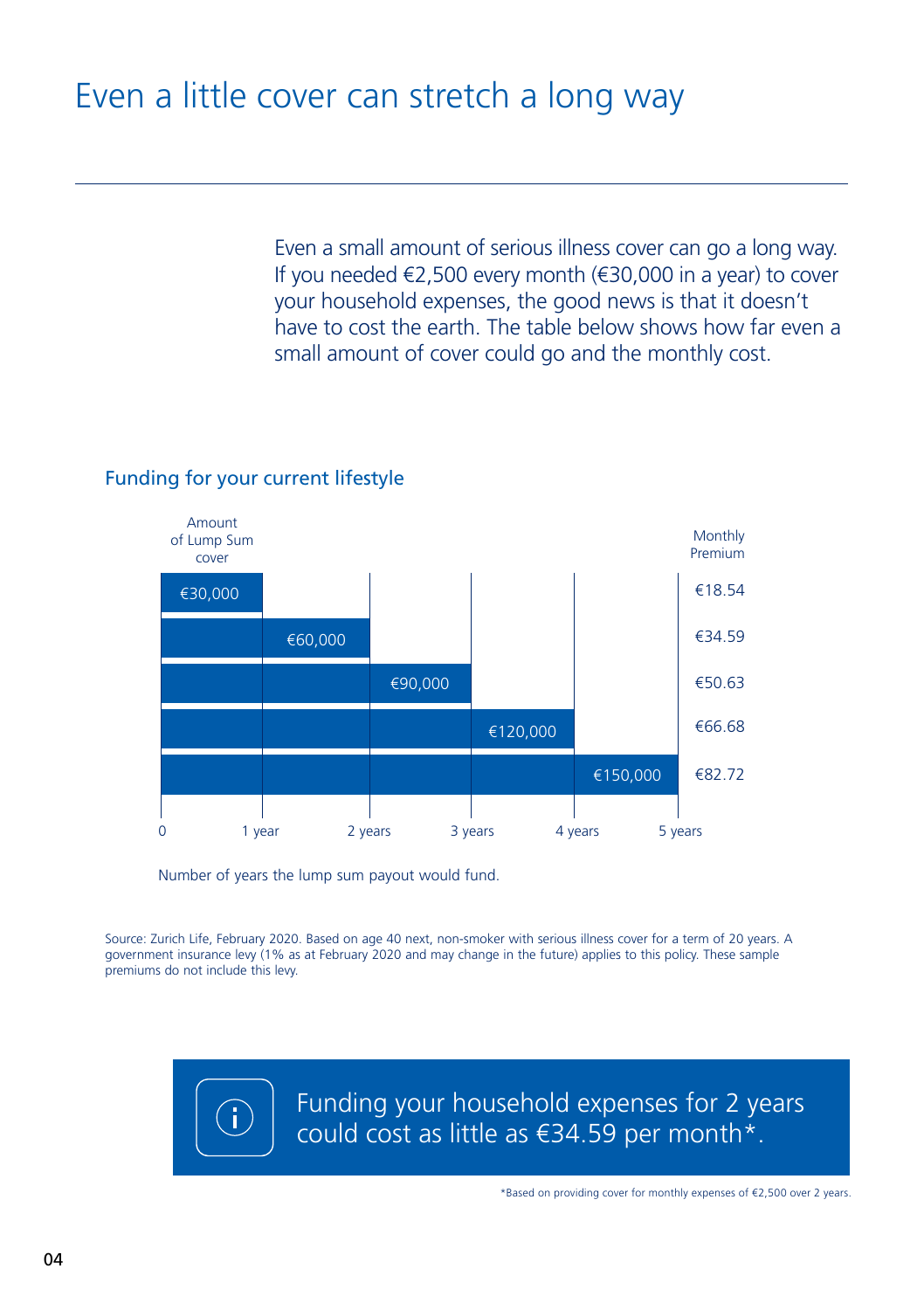# Even a little cover can stretch a long way

Even a small amount of serious illness cover can go a long way. If you needed €2,500 every month (€30,000 in a year) to cover your household expenses, the good news is that it doesn't have to cost the earth. The table below shows how far even a small amount of cover could go and the monthly cost.

## Funding for your current lifestyle

| Amount of Lump Sum cover | Number of years the lump sum payout would fund | Monthly Premium |
|---|---|---|
| €30,000 | 1 year | €18.54 |
| €60,000 | 2 years | €34.59 |
| €90,000 | 3 years | €50.63 |
| €120,000 | 4 years | €66.68 |
| €150,000 | 5 years | €82.72 |

Number of years the lump sum payout would fund.

Source: Zurich Life, February 2020. Based on age 40 next, non-smoker with serious illness cover for a term of 20 years. A government insurance levy (1% as at February 2020 and may change in the future) applies to this policy. These sample premiums do not include this levy.

Funding your household expenses for 2 years could cost as little as €34.59 per month*.

*Based on providing cover for monthly expenses of €2,500 over 2 years.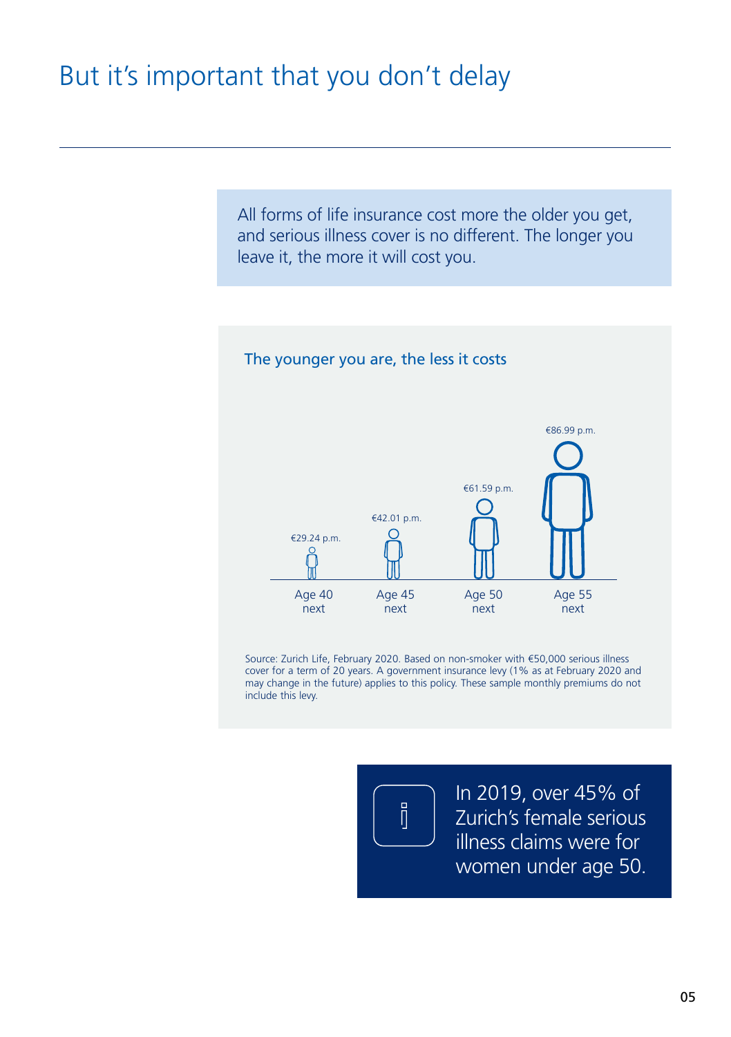# But it's important that you don't delay

All forms of life insurance cost more the older you get, and serious illness cover is no different. The longer you leave it, the more it will cost you.

### The younger you are, the less it costs

| Age | Monthly premium |
|---|---|
| Age 40 next | €29.24 p.m. |
| Age 45 next | €42.01 p.m. |
| Age 50 next | €61.59 p.m. |
| Age 55 next | €86.99 p.m. |

Source: Zurich Life, February 2020. Based on non-smoker with €50,000 serious illness cover for a term of 20 years. A government insurance levy (1% as at February 2020 and may change in the future) applies to this policy. These sample monthly premiums do not include this levy.

In 2019, over 45% of Zurich's female serious illness claims were for women under age 50.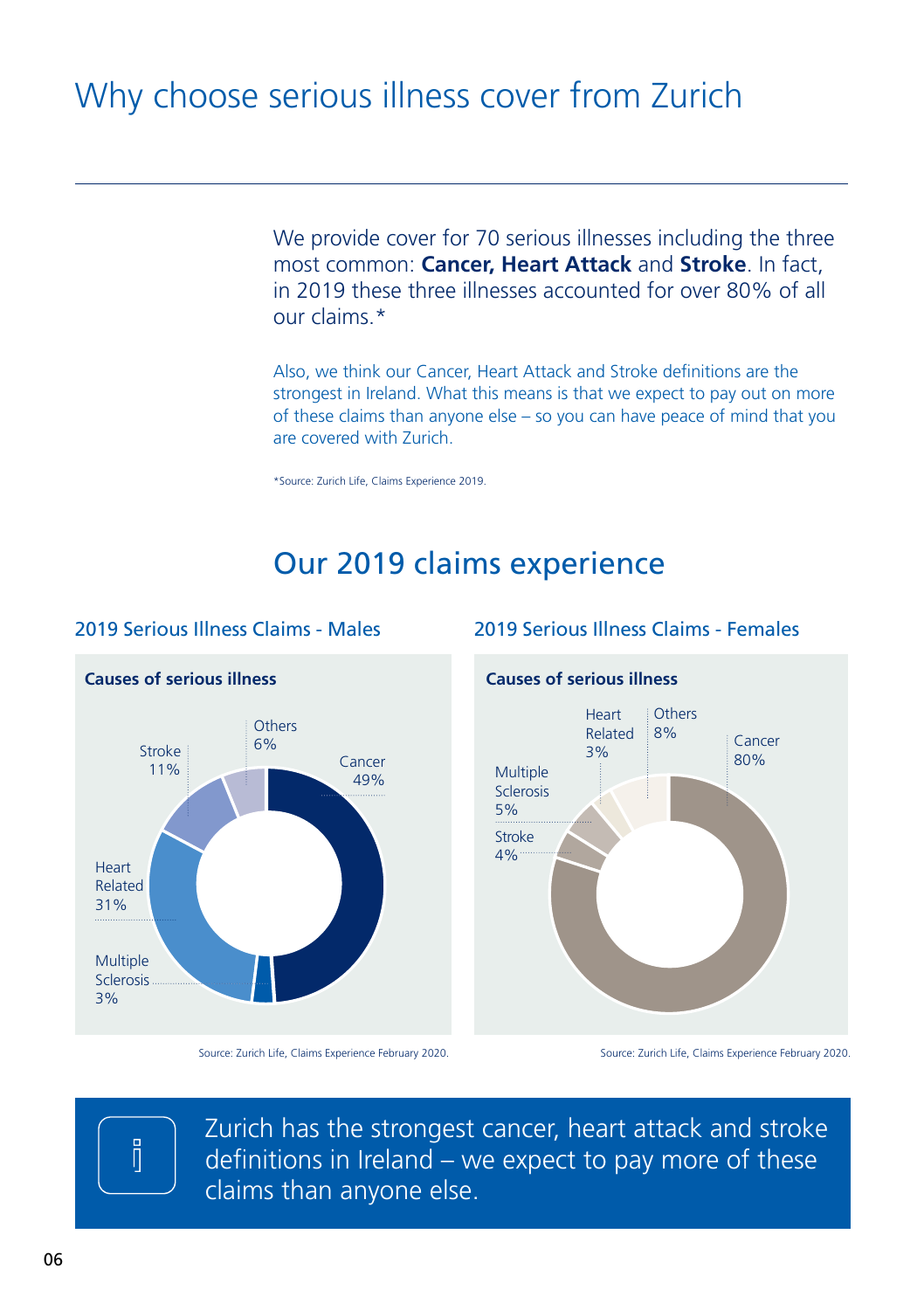# Why choose serious illness cover from Zurich

We provide cover for 70 serious illnesses including the three most common: **Cancer, Heart Attack** and **Stroke**. In fact, in 2019 these three illnesses accounted for over 80% of all our claims.*

Also, we think our Cancer, Heart Attack and Stroke definitions are the strongest in Ireland. What this means is that we expect to pay out on more of these claims than anyone else – so you can have peace of mind that you are covered with Zurich.

*Source: Zurich Life, Claims Experience 2019.

## Our 2019 claims experience

### 2019 Serious Illness Claims - Males

**Causes of serious illness**

| Cause | % |
| --- | --- |
| Cancer | 49% |
| Heart Related | 31% |
| Stroke | 11% |
| Others | 6% |
| Multiple Sclerosis | 3% |

Source: Zurich Life, Claims Experience February 2020.

### 2019 Serious Illness Claims - Females

**Causes of serious illness**

| Cause | % |
| --- | --- |
| Cancer | 80% |
| Others | 8% |
| Multiple Sclerosis | 5% |
| Stroke | 4% |
| Heart Related | 3% |

Source: Zurich Life, Claims Experience February 2020.

Zurich has the strongest cancer, heart attack and stroke definitions in Ireland – we expect to pay more of these claims than anyone else.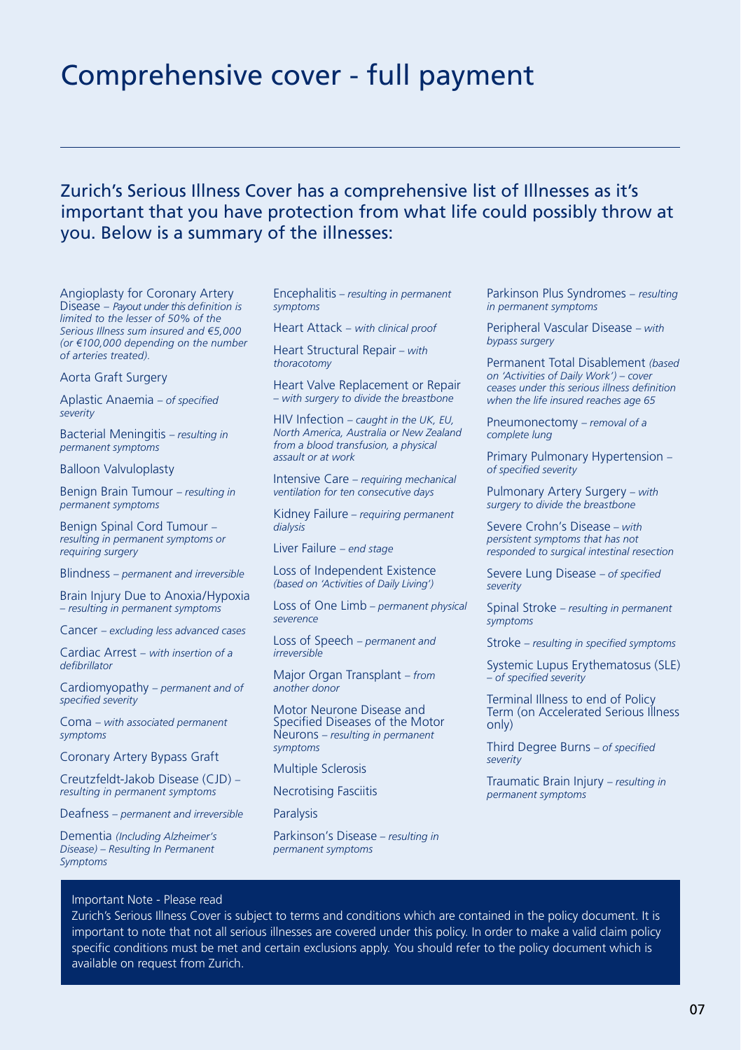# Comprehensive cover - full payment

## Zurich's Serious Illness Cover has a comprehensive list of Illnesses as it's important that you have protection from what life could possibly throw at you. Below is a summary of the illnesses:

Angioplasty for Coronary Artery Disease – *Payout under this definition is limited to the lesser of 50% of the Serious Illness sum insured and €5,000 (or €100,000 depending on the number of arteries treated).*

Aorta Graft Surgery

Aplastic Anaemia – *of specified severity*

Bacterial Meningitis – *resulting in permanent symptoms*

Balloon Valvuloplasty

Benign Brain Tumour – *resulting in permanent symptoms*

Benign Spinal Cord Tumour – *resulting in permanent symptoms or requiring surgery*

Blindness – *permanent and irreversible*

Brain Injury Due to Anoxia/Hypoxia – *resulting in permanent symptoms*

Cancer – *excluding less advanced cases*

Cardiac Arrest – *with insertion of a defibrillator*

Cardiomyopathy – *permanent and of specified severity*

Coma – *with associated permanent symptoms*

Coronary Artery Bypass Graft

Creutzfeldt-Jakob Disease (CJD) – *resulting in permanent symptoms*

Deafness – *permanent and irreversible*

Dementia *(Including Alzheimer's Disease) – Resulting In Permanent Symptoms*

Encephalitis – *resulting in permanent symptoms*

Heart Attack – *with clinical proof*

Heart Structural Repair – *with thoracotomy*

Heart Valve Replacement or Repair – *with surgery to divide the breastbone*

HIV Infection – *caught in the UK, EU, North America, Australia or New Zealand from a blood transfusion, a physical assault or at work*

Intensive Care – *requiring mechanical ventilation for ten consecutive days*

Kidney Failure – *requiring permanent dialysis*

Liver Failure – *end stage*

Loss of Independent Existence *(based on 'Activities of Daily Living')*

Loss of One Limb – *permanent physical severence*

Loss of Speech – *permanent and irreversible*

Major Organ Transplant – *from another donor*

Motor Neurone Disease and Specified Diseases of the Motor Neurons – *resulting in permanent symptoms*

Multiple Sclerosis

Necrotising Fasciitis

Paralysis

Parkinson's Disease – *resulting in permanent symptoms*

Parkinson Plus Syndromes – *resulting in permanent symptoms*

Peripheral Vascular Disease – *with bypass surgery*

Permanent Total Disablement *(based on 'Activities of Daily Work') – cover ceases under this serious illness definition when the life insured reaches age 65*

Pneumonectomy – *removal of a complete lung*

Primary Pulmonary Hypertension – *of specified severity*

Pulmonary Artery Surgery – *with surgery to divide the breastbone*

Severe Crohn's Disease – *with persistent symptoms that has not responded to surgical intestinal resection*

Severe Lung Disease – *of specified severity*

Spinal Stroke – *resulting in permanent symptoms*

Stroke – *resulting in specified symptoms*

Systemic Lupus Erythematosus (SLE) – *of specified severity*

Terminal Illness to end of Policy Term (on Accelerated Serious Illness only)

Third Degree Burns – *of specified severity*

Traumatic Brain Injury – *resulting in permanent symptoms*

Important Note - Please read

Zurich's Serious Illness Cover is subject to terms and conditions which are contained in the policy document. It is important to note that not all serious illnesses are covered under this policy. In order to make a valid claim policy specific conditions must be met and certain exclusions apply. You should refer to the policy document which is available on request from Zurich.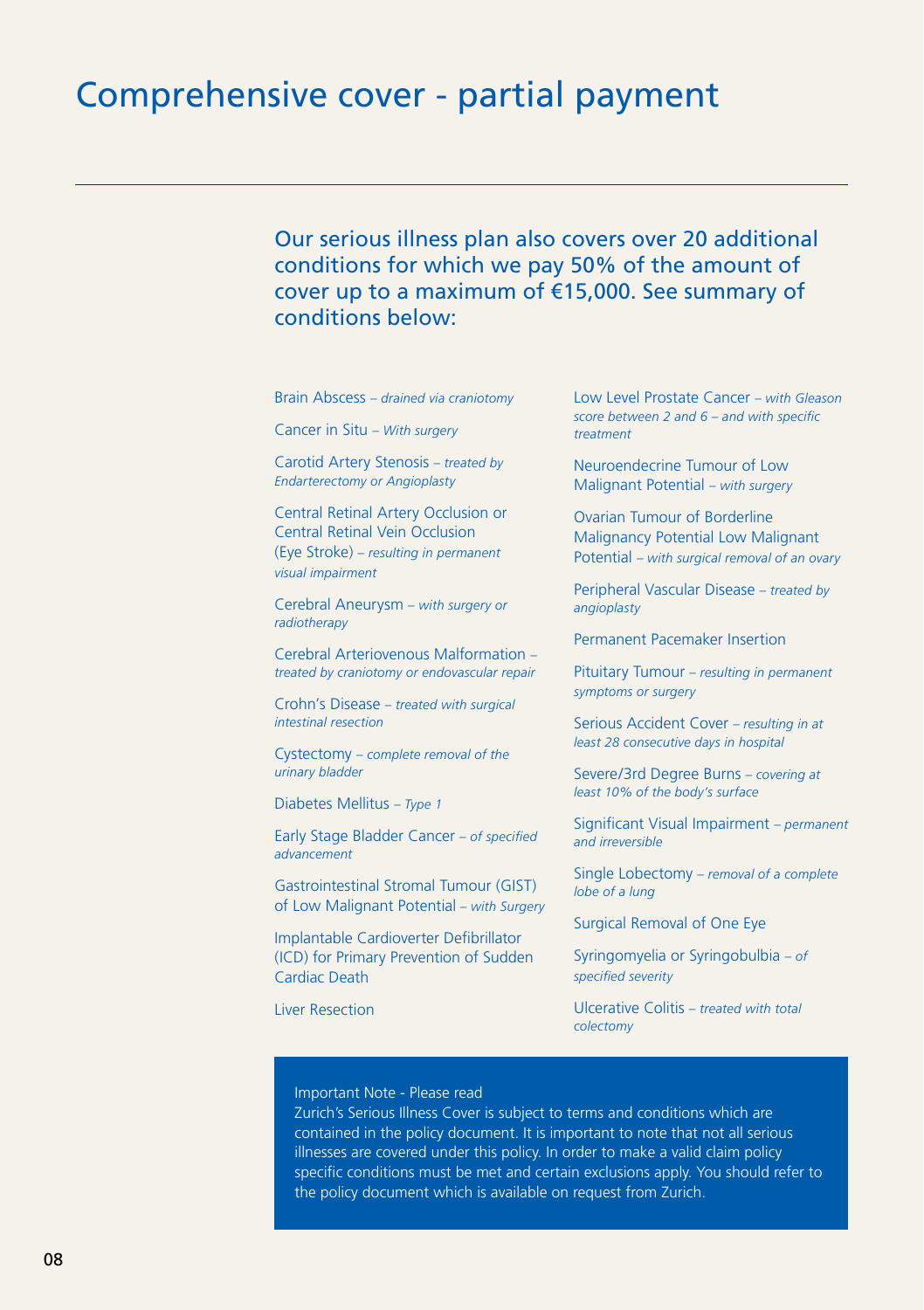# Comprehensive cover - partial payment

Our serious illness plan also covers over 20 additional conditions for which we pay 50% of the amount of cover up to a maximum of €15,000. See summary of conditions below:

Brain Abscess – *drained via craniotomy*

Cancer in Situ – *With surgery*

Carotid Artery Stenosis – *treated by Endarterectomy or Angioplasty*

Central Retinal Artery Occlusion or Central Retinal Vein Occlusion (Eye Stroke) – *resulting in permanent visual impairment*

Cerebral Aneurysm – *with surgery or radiotherapy*

Cerebral Arteriovenous Malformation – *treated by craniotomy or endovascular repair*

Crohn's Disease – *treated with surgical intestinal resection*

Cystectomy – *complete removal of the urinary bladder*

Diabetes Mellitus – *Type 1*

Early Stage Bladder Cancer – *of specified advancement*

Gastrointestinal Stromal Tumour (GIST) of Low Malignant Potential – *with Surgery*

Implantable Cardioverter Defibrillator (ICD) for Primary Prevention of Sudden Cardiac Death

Liver Resection

Low Level Prostate Cancer – *with Gleason score between 2 and 6 – and with specific treatment*

Neuroendecrine Tumour of Low Malignant Potential – *with surgery*

Ovarian Tumour of Borderline Malignancy Potential Low Malignant Potential – *with surgical removal of an ovary*

Peripheral Vascular Disease – *treated by angioplasty*

Permanent Pacemaker Insertion

Pituitary Tumour – *resulting in permanent symptoms or surgery*

Serious Accident Cover – *resulting in at least 28 consecutive days in hospital*

Severe/3rd Degree Burns – *covering at least 10% of the body's surface*

Significant Visual Impairment – *permanent and irreversible*

Single Lobectomy – *removal of a complete lobe of a lung*

Surgical Removal of One Eye

Syringomyelia or Syringobulbia – *of specified severity*

Ulcerative Colitis – *treated with total colectomy*

Important Note - Please read

Zurich's Serious Illness Cover is subject to terms and conditions which are contained in the policy document. It is important to note that not all serious illnesses are covered under this policy. In order to make a valid claim policy specific conditions must be met and certain exclusions apply. You should refer to the policy document which is available on request from Zurich.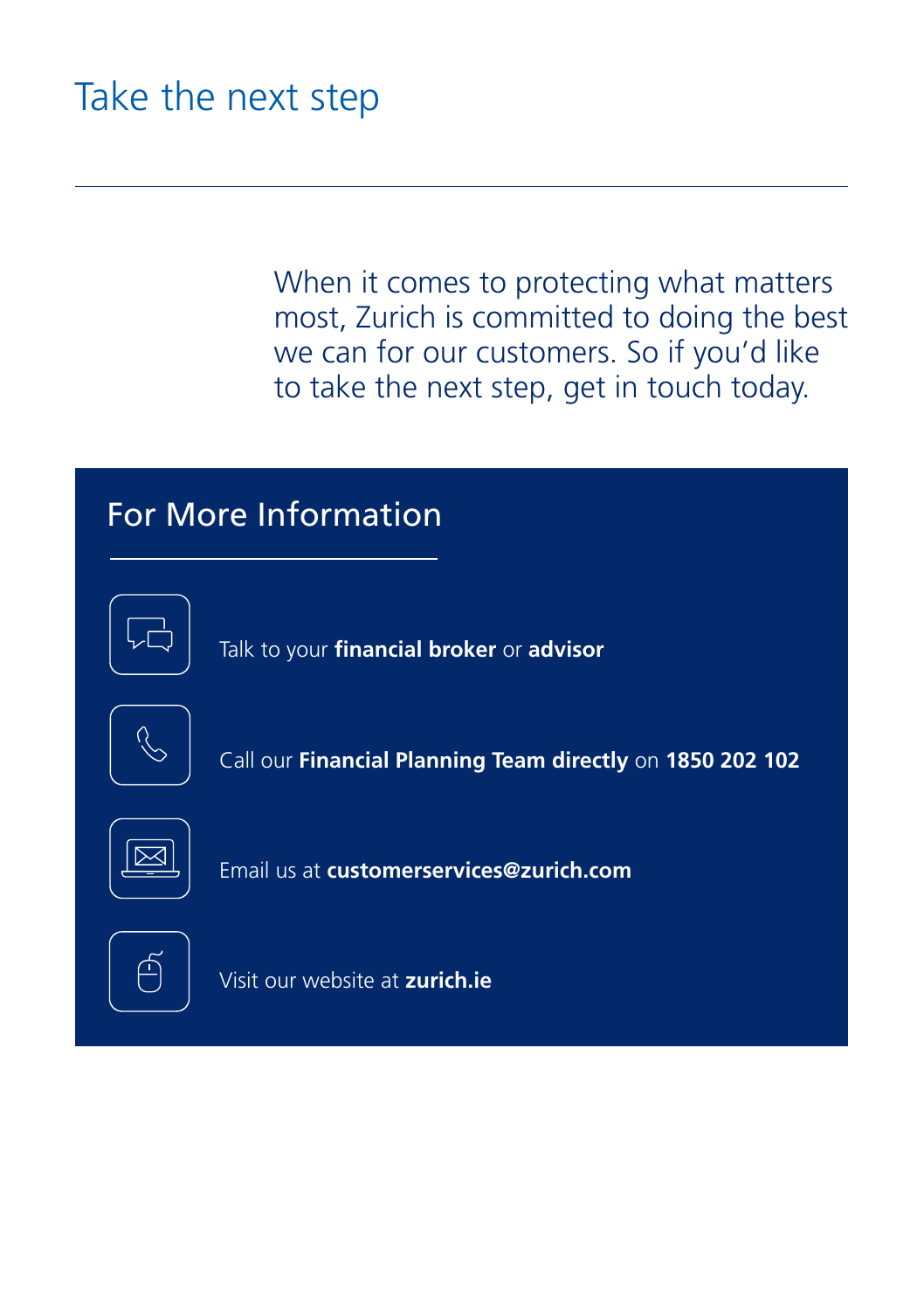# Take the next step

When it comes to protecting what matters most, Zurich is committed to doing the best we can for our customers. So if you'd like to take the next step, get in touch today.

## For More Information

Talk to your **financial broker** or **advisor**

Call our **Financial Planning Team directly** on **1850 202 102**

Email us at **customerservices@zurich.com**

Visit our website at **zurich.ie**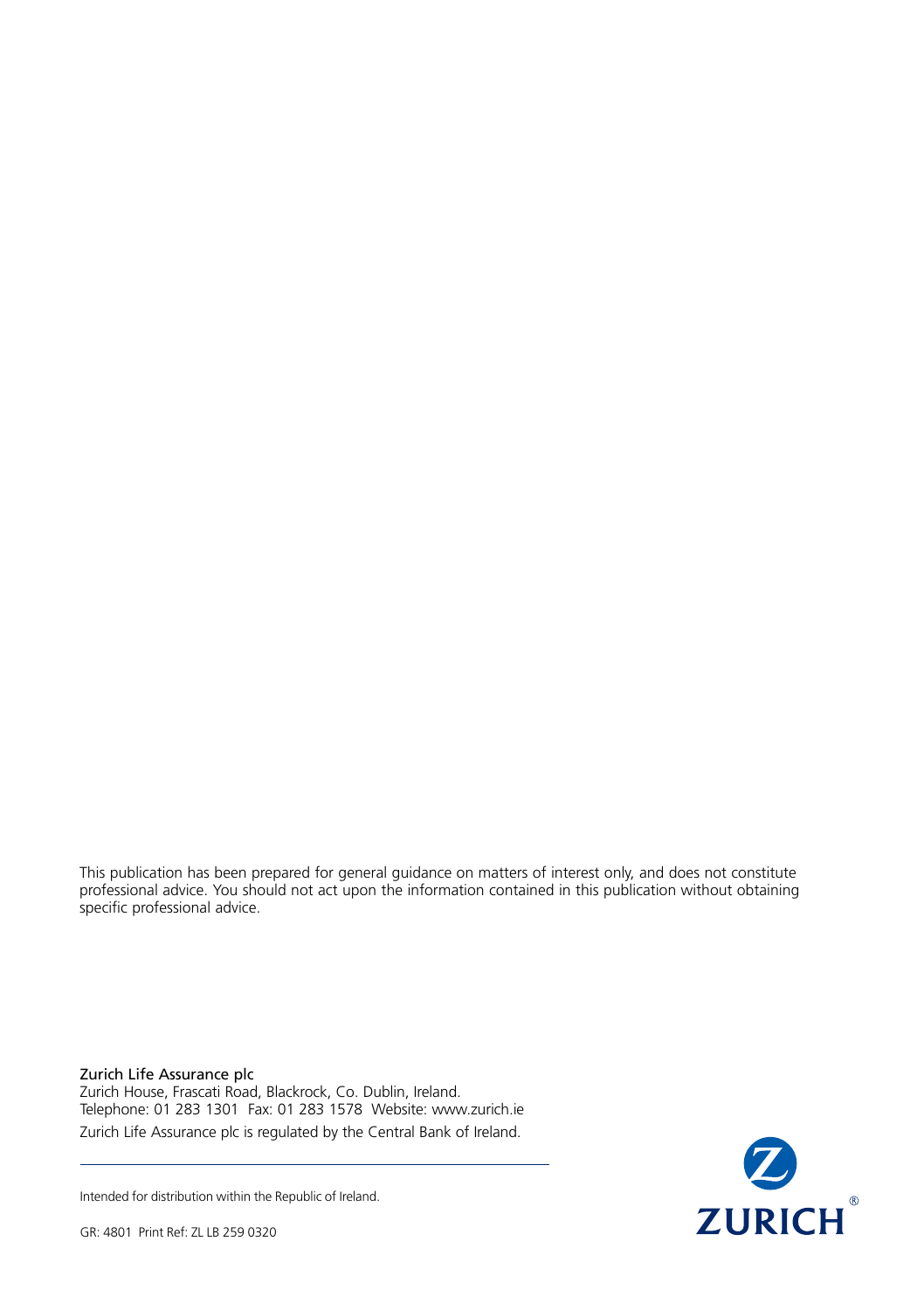This publication has been prepared for general guidance on matters of interest only, and does not constitute professional advice. You should not act upon the information contained in this publication without obtaining specific professional advice.

Zurich Life Assurance plc
Zurich House, Frascati Road, Blackrock, Co. Dublin, Ireland.
Telephone: 01 283 1301 Fax: 01 283 1578 Website: www.zurich.ie
Zurich Life Assurance plc is regulated by the Central Bank of Ireland.

---

Intended for distribution within the Republic of Ireland.

GR: 4801 Print Ref: ZL LB 259 0320

ZURICH®